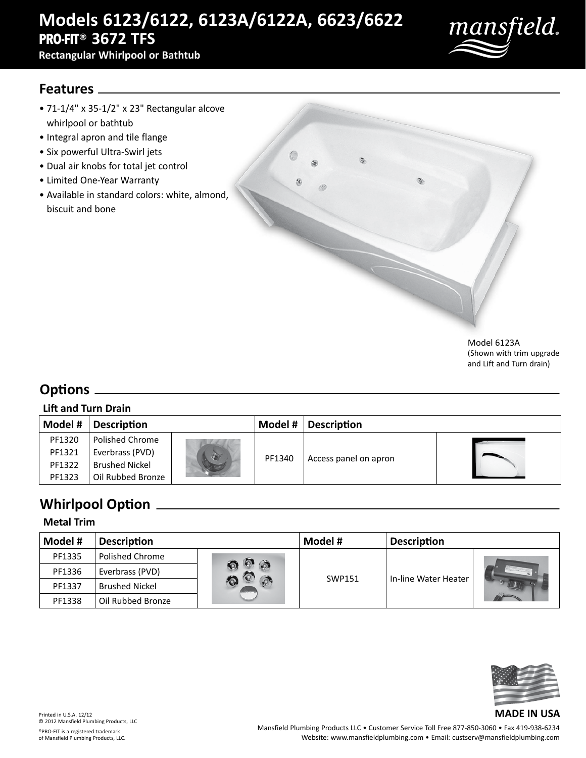# Models 6123/6122, 6123A/6122A, 6623/6622

## PRO-FIT® 3672 TFS

**Rectangular Whirlpool or Bathtub**

## Features

- 71-1/4" x 35-1/2" x 23" Rectangular alcove whirlpool or bathtub
- Integral apron and tile flange
- Six powerful Ultra-Swirl jets
- Dual air knobs for total jet control
- Limited One-Year Warranty
- Available in standard colors: white, almond, biscuit and bone

Model 6123A
(Shown with trim upgrade and Lift and Turn drain)

## Options

### Lift and Turn Drain

| Model # | Description | | Model # | Description | |
|---|---|---|---|---|---|
| PF1320<br>PF1321<br>PF1322<br>PF1323 | Polished Chrome<br>Everbrass (PVD)<br>Brushed Nickel<br>Oil Rubbed Bronze | | PF1340 | Access panel on apron | |

## Whirlpool Option

### Metal Trim

| Model # | Description | | Model # | Description | |
|---|---|---|---|---|---|
| PF1335 | Polished Chrome | | SWP151 | In-line Water Heater | |
| PF1336 | Everbrass (PVD) | | | | |
| PF1337 | Brushed Nickel | | | | |
| PF1338 | Oil Rubbed Bronze | | | | |

**MADE IN USA**

Printed in U.S.A. 12/12
© 2012 Mansfield Plumbing Products, LLC

®PRO-FIT is a registered trademark of Mansfield Plumbing Products, LLC.

Mansfield Plumbing Products LLC • Customer Service Toll Free 877-850-3060 • Fax 419-938-6234
Website: www.mansfieldplumbing.com • Email: custserv@mansfieldplumbing.com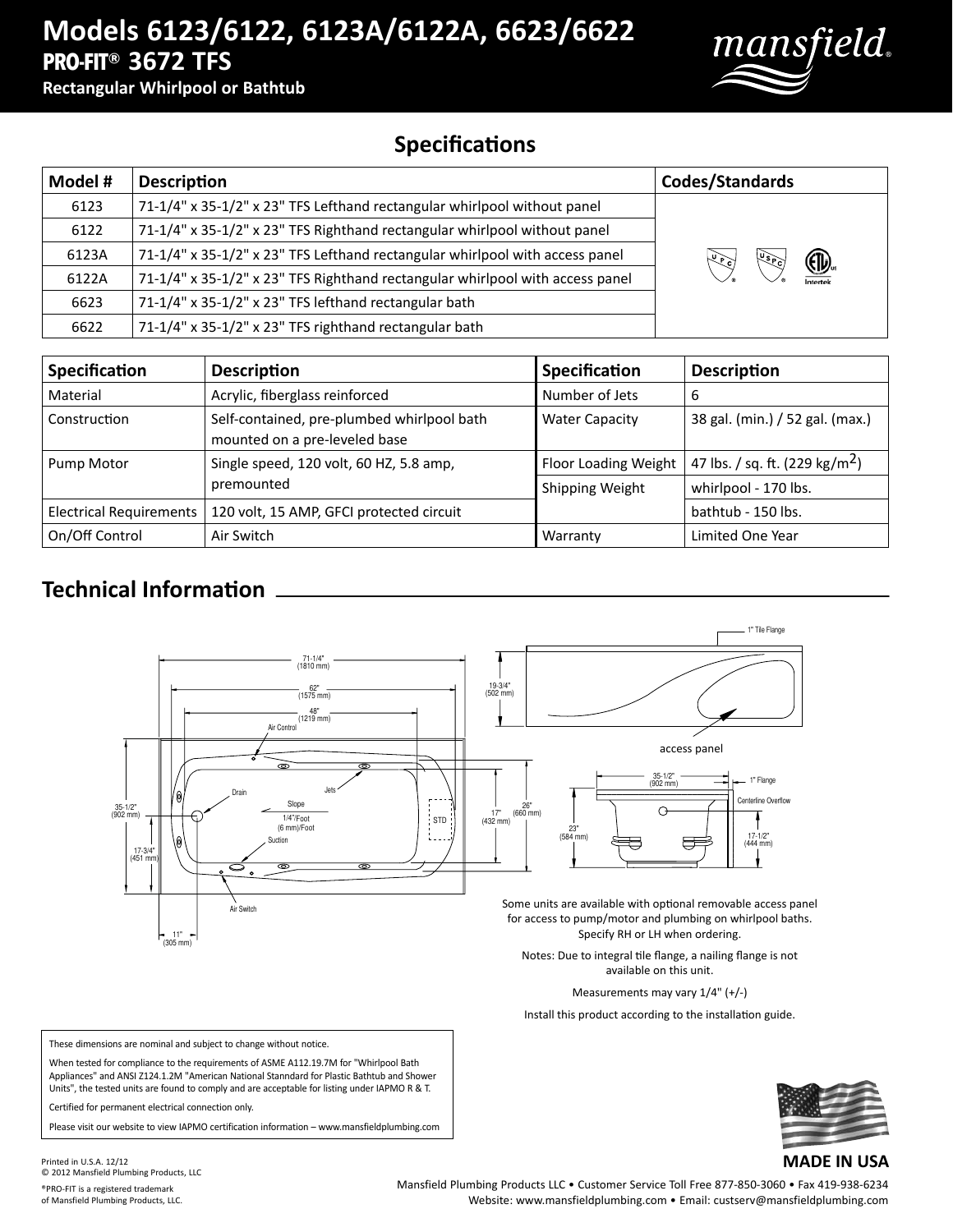# Models 6123/6122, 6123A/6122A, 6623/6622

## PRO-FIT® 3672 TFS

### Rectangular Whirlpool or Bathtub

## Specifications

| Model # | Description | Codes/Standards |
|---|---|---|
| 6123 | 71-1/4" x 35-1/2" x 23" TFS Lefthand rectangular whirlpool without panel | |
| 6122 | 71-1/4" x 35-1/2" x 23" TFS Righthand rectangular whirlpool without panel | |
| 6123A | 71-1/4" x 35-1/2" x 23" TFS Lefthand rectangular whirlpool with access panel | |
| 6122A | 71-1/4" x 35-1/2" x 23" TFS Righthand rectangular whirlpool with access panel | |
| 6623 | 71-1/4" x 35-1/2" x 23" TFS lefthand rectangular bath | |
| 6622 | 71-1/4" x 35-1/2" x 23" TFS righthand rectangular bath | |

| Specification | Description | Specification | Description |
|---|---|---|---|
| Material | Acrylic, fiberglass reinforced | Number of Jets | 6 |
| Construction | Self-contained, pre-plumbed whirlpool bath mounted on a pre-leveled base | Water Capacity | 38 gal. (min.) / 52 gal. (max.) |
| Pump Motor | Single speed, 120 volt, 60 HZ, 5.8 amp, premounted | Floor Loading Weight | 47 lbs. / sq. ft. (229 kg/$m^2$) |
| | | Shipping Weight | whirlpool - 170 lbs. |
| Electrical Requirements | 120 volt, 15 AMP, GFCI protected circuit | | bathtub - 150 lbs. |
| On/Off Control | Air Switch | Warranty | Limited One Year |

## Technical Information

71-1/4" (1810 mm)
62" (1575 mm)
48" (1219 mm)
Air Control
Drain
Jets
Slope
1/4"/Foot (6 mm)/Foot
Suction
STD
Air Switch
35-1/2" (902 mm)
17-3/4" (451 mm)
11" (305 mm)
17" (432 mm)
26" (660 mm)
19-3/4" (502 mm)
1" Tile Flange
access panel
35-1/2" (902 mm)
1" Flange
Centerline Overflow
23" (584 mm)
17-1/2" (444 mm)

Some units are available with optional removable access panel for access to pump/motor and plumbing on whirlpool baths. Specify RH or LH when ordering.

Notes: Due to integral tile flange, a nailing flange is not available on this unit.

Measurements may vary 1/4" (+/-)

Install this product according to the installation guide.

These dimensions are nominal and subject to change without notice.

When tested for compliance to the requirements of ASME A112.19.7M for "Whirlpool Bath Appliances" and ANSI Z124.1.2M "American National Standard for Plastic Bathtub and Shower Units", the tested units are found to comply and are acceptable for listing under IAPMO R & T.

Certified for permanent electrical connection only.

Please visit our website to view IAPMO certification information – www.mansfieldplumbing.com

**MADE IN USA**

Printed in U.S.A. 12/12
© 2012 Mansfield Plumbing Products, LLC

®PRO-FIT is a registered trademark of Mansfield Plumbing Products, LLC.

Mansfield Plumbing Products LLC • Customer Service Toll Free 877-850-3060 • Fax 419-938-6234
Website: www.mansfieldplumbing.com • Email: custserv@mansfieldplumbing.com